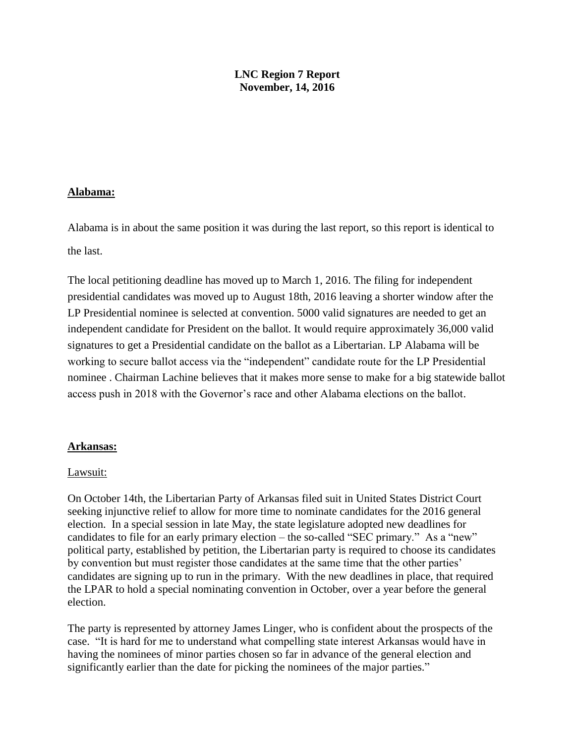**LNC Region 7 Report**
**November, 14, 2016**

## Alabama:

Alabama is in about the same position it was during the last report, so this report is identical to the last.

The local petitioning deadline has moved up to March 1, 2016. The filing for independent presidential candidates was moved up to August 18th, 2016 leaving a shorter window after the LP Presidential nominee is selected at convention. 5000 valid signatures are needed to get an independent candidate for President on the ballot. It would require approximately 36,000 valid signatures to get a Presidential candidate on the ballot as a Libertarian. LP Alabama will be working to secure ballot access via the "independent" candidate route for the LP Presidential nominee . Chairman Lachine believes that it makes more sense to make for a big statewide ballot access push in 2018 with the Governor's race and other Alabama elections on the ballot.

## Arkansas:

### Lawsuit:

On October 14th, the Libertarian Party of Arkansas filed suit in United States District Court seeking injunctive relief to allow for more time to nominate candidates for the 2016 general election. In a special session in late May, the state legislature adopted new deadlines for candidates to file for an early primary election – the so-called "SEC primary." As a "new" political party, established by petition, the Libertarian party is required to choose its candidates by convention but must register those candidates at the same time that the other parties' candidates are signing up to run in the primary. With the new deadlines in place, that required the LPAR to hold a special nominating convention in October, over a year before the general election.

The party is represented by attorney James Linger, who is confident about the prospects of the case. "It is hard for me to understand what compelling state interest Arkansas would have in having the nominees of minor parties chosen so far in advance of the general election and significantly earlier than the date for picking the nominees of the major parties."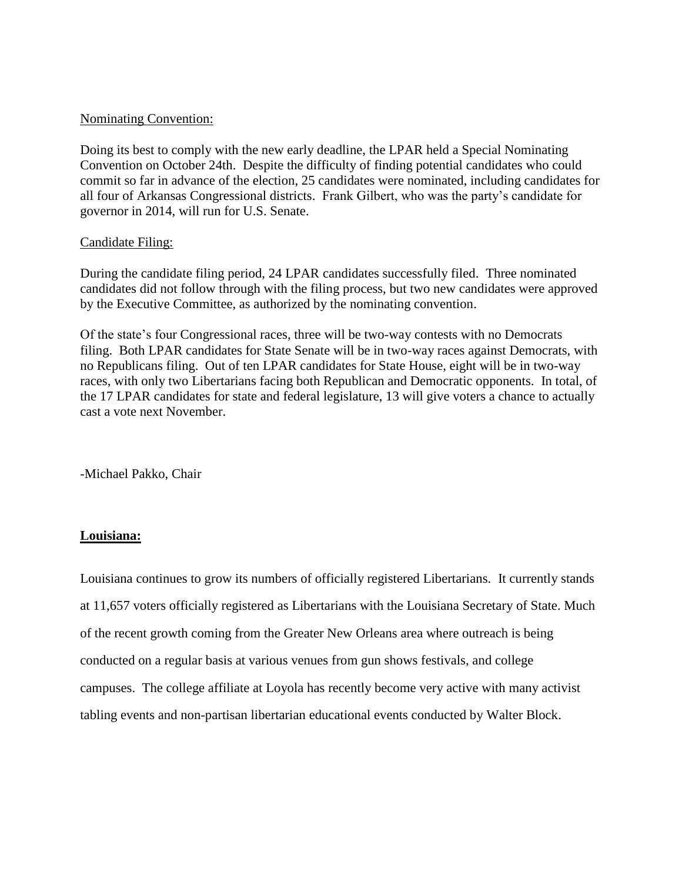Nominating Convention:

Doing its best to comply with the new early deadline, the LPAR held a Special Nominating Convention on October 24th. Despite the difficulty of finding potential candidates who could commit so far in advance of the election, 25 candidates were nominated, including candidates for all four of Arkansas Congressional districts. Frank Gilbert, who was the party's candidate for governor in 2014, will run for U.S. Senate.

Candidate Filing:

During the candidate filing period, 24 LPAR candidates successfully filed. Three nominated candidates did not follow through with the filing process, but two new candidates were approved by the Executive Committee, as authorized by the nominating convention.

Of the state's four Congressional races, three will be two-way contests with no Democrats filing. Both LPAR candidates for State Senate will be in two-way races against Democrats, with no Republicans filing. Out of ten LPAR candidates for State House, eight will be in two-way races, with only two Libertarians facing both Republican and Democratic opponents. In total, of the 17 LPAR candidates for state and federal legislature, 13 will give voters a chance to actually cast a vote next November.

-Michael Pakko, Chair

**Louisiana:**

Louisiana continues to grow its numbers of officially registered Libertarians. It currently stands at 11,657 voters officially registered as Libertarians with the Louisiana Secretary of State. Much of the recent growth coming from the Greater New Orleans area where outreach is being conducted on a regular basis at various venues from gun shows festivals, and college campuses. The college affiliate at Loyola has recently become very active with many activist tabling events and non-partisan libertarian educational events conducted by Walter Block.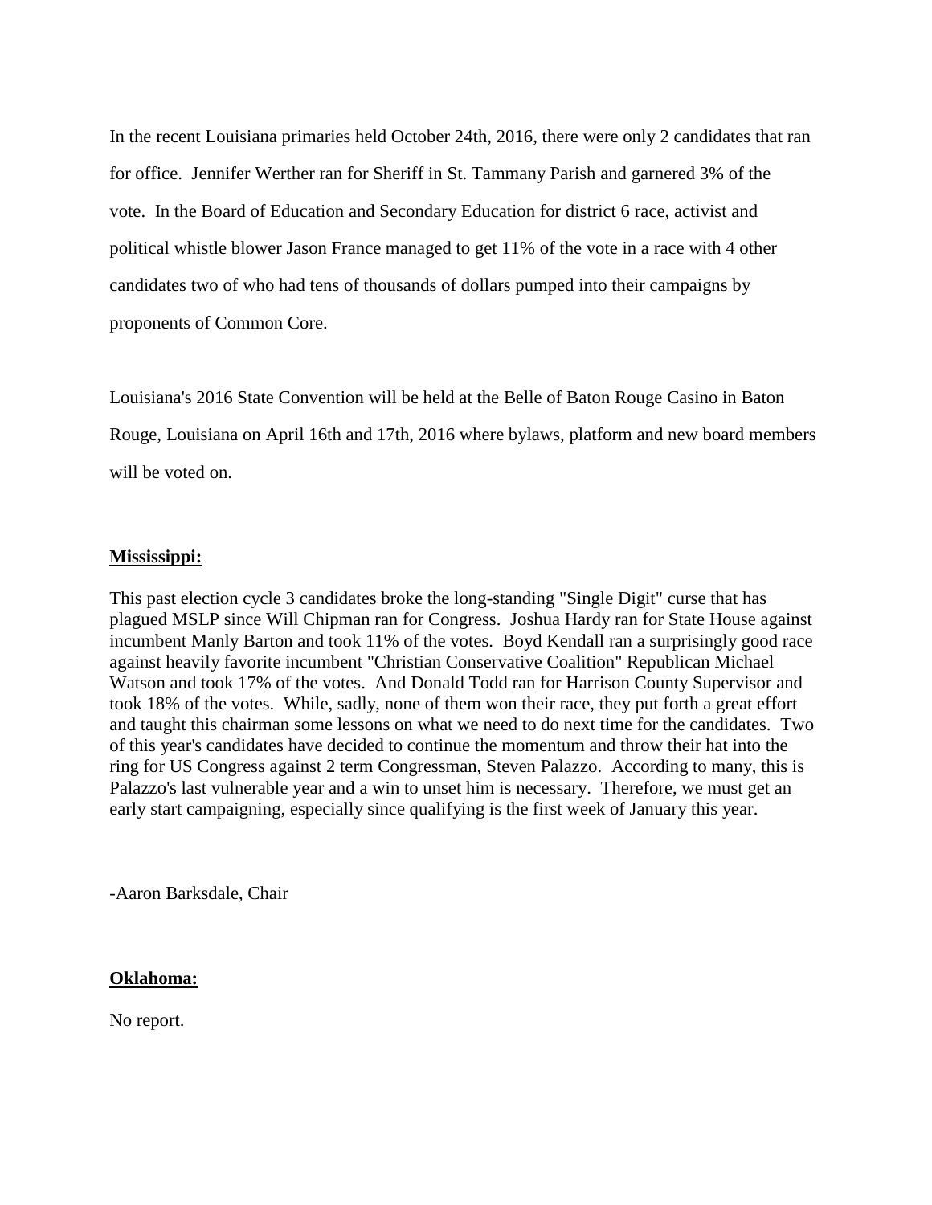In the recent Louisiana primaries held October 24th, 2016, there were only 2 candidates that ran for office. Jennifer Werther ran for Sheriff in St. Tammany Parish and garnered 3% of the vote. In the Board of Education and Secondary Education for district 6 race, activist and political whistle blower Jason France managed to get 11% of the vote in a race with 4 other candidates two of who had tens of thousands of dollars pumped into their campaigns by proponents of Common Core.

Louisiana's 2016 State Convention will be held at the Belle of Baton Rouge Casino in Baton Rouge, Louisiana on April 16th and 17th, 2016 where bylaws, platform and new board members will be voted on.

**Mississippi:**

This past election cycle 3 candidates broke the long-standing "Single Digit" curse that has plagued MSLP since Will Chipman ran for Congress. Joshua Hardy ran for State House against incumbent Manly Barton and took 11% of the votes. Boyd Kendall ran a surprisingly good race against heavily favorite incumbent "Christian Conservative Coalition" Republican Michael Watson and took 17% of the votes. And Donald Todd ran for Harrison County Supervisor and took 18% of the votes. While, sadly, none of them won their race, they put forth a great effort and taught this chairman some lessons on what we need to do next time for the candidates. Two of this year's candidates have decided to continue the momentum and throw their hat into the ring for US Congress against 2 term Congressman, Steven Palazzo. According to many, this is Palazzo's last vulnerable year and a win to unset him is necessary. Therefore, we must get an early start campaigning, especially since qualifying is the first week of January this year.

-Aaron Barksdale, Chair

**Oklahoma:**

No report.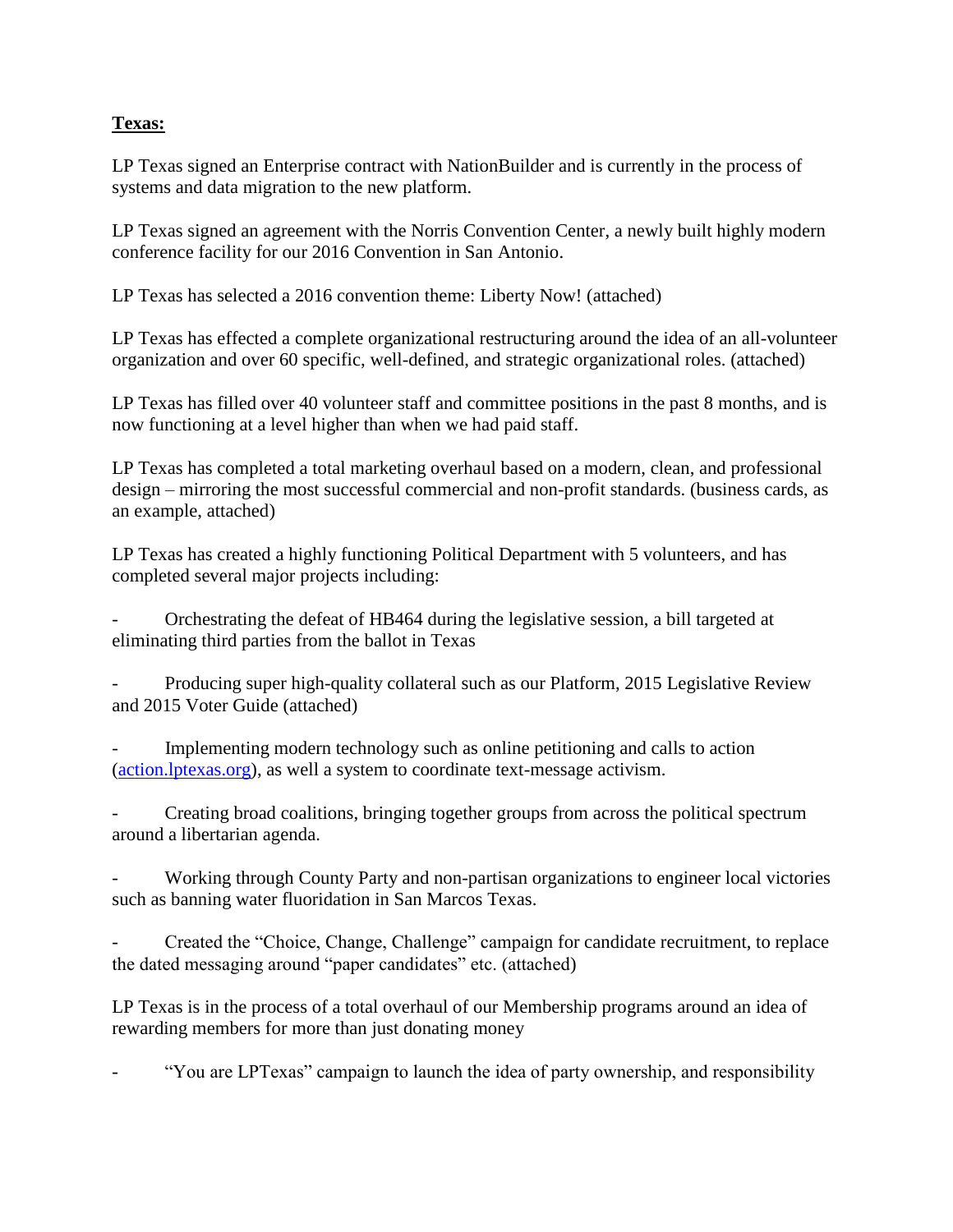**Texas:**

LP Texas signed an Enterprise contract with NationBuilder and is currently in the process of systems and data migration to the new platform.

LP Texas signed an agreement with the Norris Convention Center, a newly built highly modern conference facility for our 2016 Convention in San Antonio.

LP Texas has selected a 2016 convention theme: Liberty Now! (attached)

LP Texas has effected a complete organizational restructuring around the idea of an all-volunteer organization and over 60 specific, well-defined, and strategic organizational roles. (attached)

LP Texas has filled over 40 volunteer staff and committee positions in the past 8 months, and is now functioning at a level higher than when we had paid staff.

LP Texas has completed a total marketing overhaul based on a modern, clean, and professional design – mirroring the most successful commercial and non-profit standards. (business cards, as an example, attached)

LP Texas has created a highly functioning Political Department with 5 volunteers, and has completed several major projects including:

- Orchestrating the defeat of HB464 during the legislative session, a bill targeted at eliminating third parties from the ballot in Texas
- Producing super high-quality collateral such as our Platform, 2015 Legislative Review and 2015 Voter Guide (attached)
- Implementing modern technology such as online petitioning and calls to action ([action.lptexas.org](action.lptexas.org)), as well a system to coordinate text-message activism.
- Creating broad coalitions, bringing together groups from across the political spectrum around a libertarian agenda.
- Working through County Party and non-partisan organizations to engineer local victories such as banning water fluoridation in San Marcos Texas.
- Created the "Choice, Change, Challenge" campaign for candidate recruitment, to replace the dated messaging around "paper candidates" etc. (attached)

LP Texas is in the process of a total overhaul of our Membership programs around an idea of rewarding members for more than just donating money

- "You are LPTexas" campaign to launch the idea of party ownership, and responsibility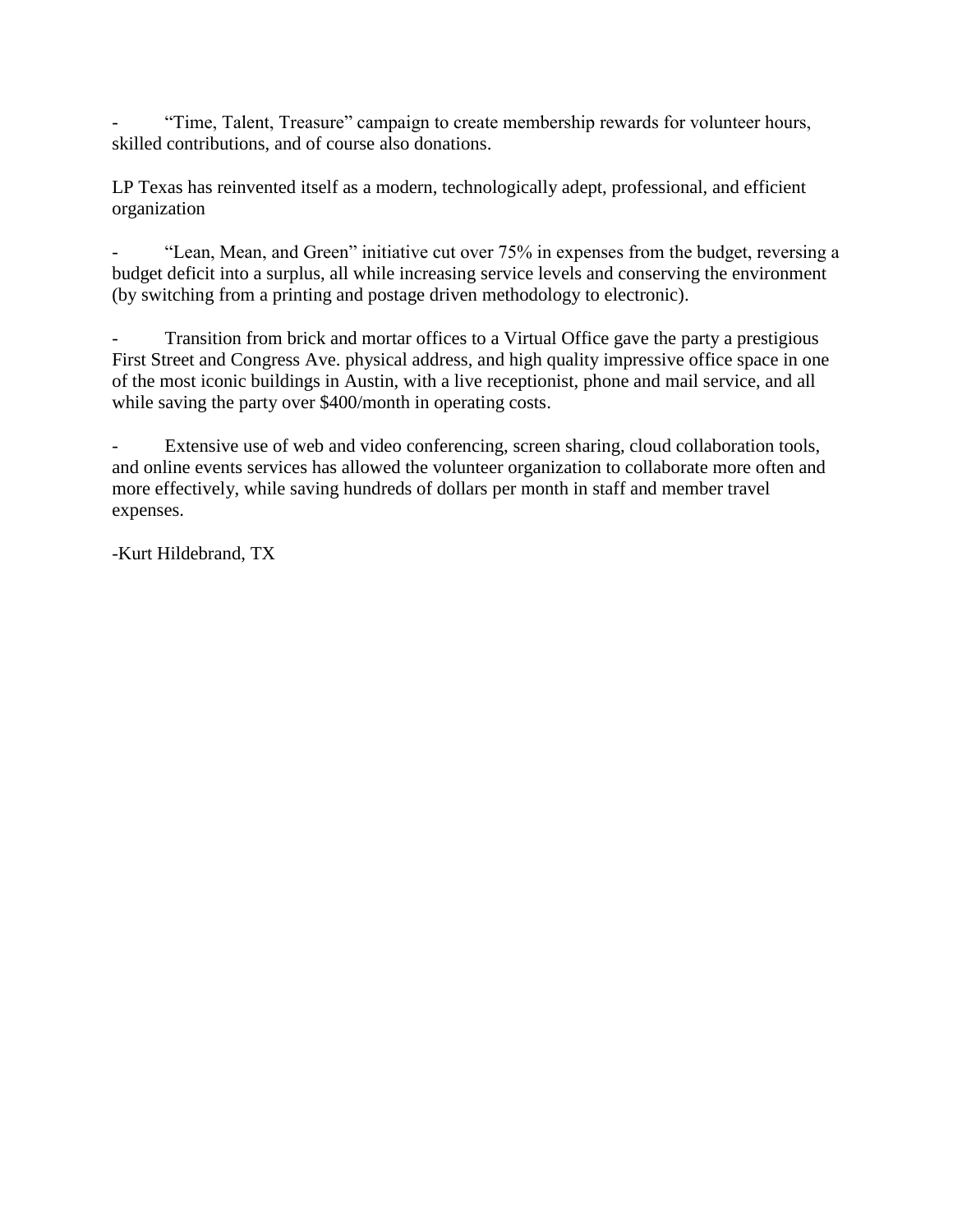- "Time, Talent, Treasure" campaign to create membership rewards for volunteer hours, skilled contributions, and of course also donations.

LP Texas has reinvented itself as a modern, technologically adept, professional, and efficient organization

- "Lean, Mean, and Green" initiative cut over 75% in expenses from the budget, reversing a budget deficit into a surplus, all while increasing service levels and conserving the environment (by switching from a printing and postage driven methodology to electronic).

- Transition from brick and mortar offices to a Virtual Office gave the party a prestigious First Street and Congress Ave. physical address, and high quality impressive office space in one of the most iconic buildings in Austin, with a live receptionist, phone and mail service, and all while saving the party over $400/month in operating costs.

- Extensive use of web and video conferencing, screen sharing, cloud collaboration tools, and online events services has allowed the volunteer organization to collaborate more often and more effectively, while saving hundreds of dollars per month in staff and member travel expenses.

-Kurt Hildebrand, TX